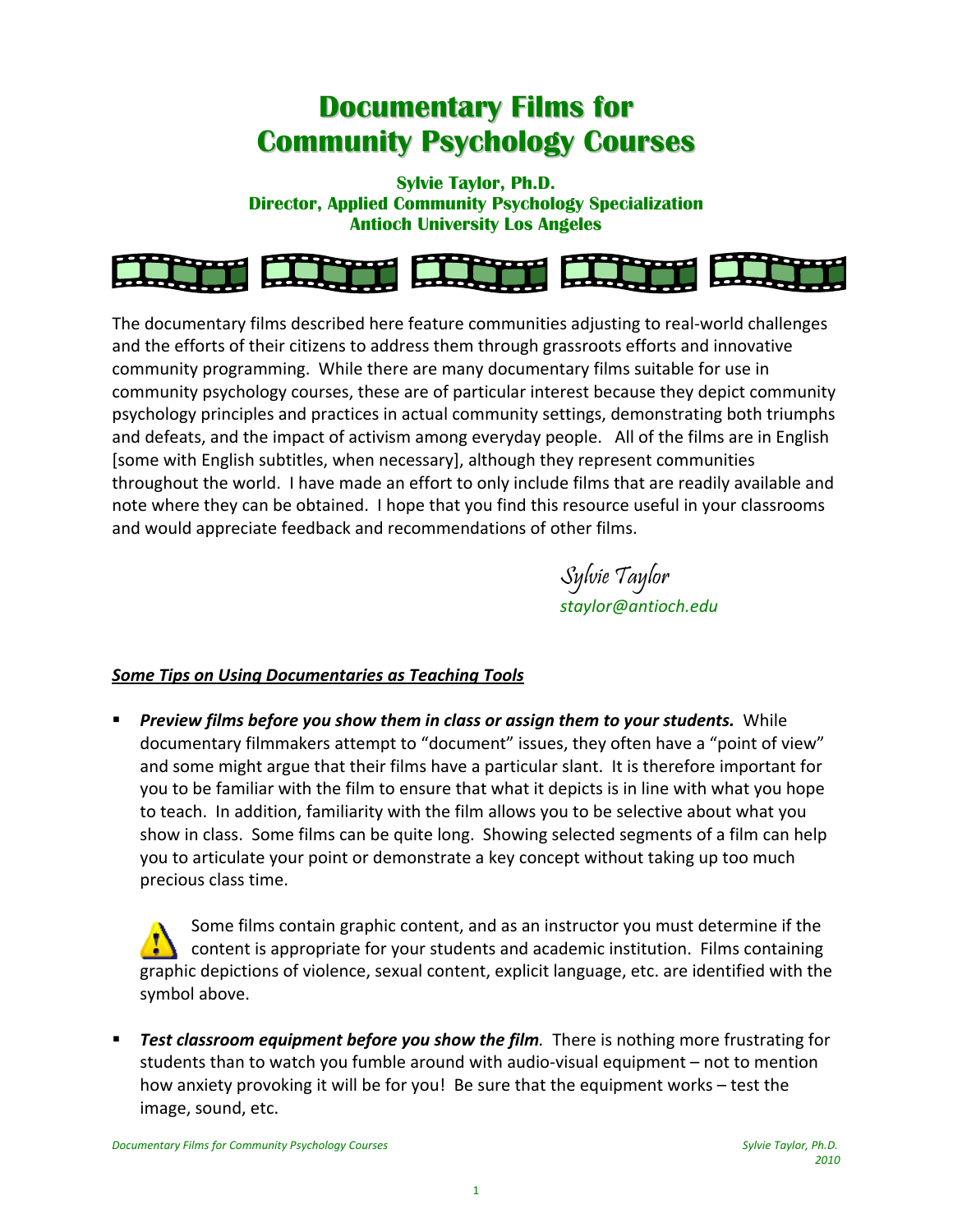# Documentary Films for Community Psychology Courses

**Sylvie Taylor, Ph.D.**
**Director, Applied Community Psychology Specialization**
**Antioch University Los Angeles**

The documentary films described here feature communities adjusting to real-world challenges and the efforts of their citizens to address them through grassroots efforts and innovative community programming. While there are many documentary films suitable for use in community psychology courses, these are of particular interest because they depict community psychology principles and practices in actual community settings, demonstrating both triumphs and defeats, and the impact of activism among everyday people. All of the films are in English [some with English subtitles, when necessary], although they represent communities throughout the world. I have made an effort to only include films that are readily available and note where they can be obtained. I hope that you find this resource useful in your classrooms and would appreciate feedback and recommendations of other films.

Sylvie Taylor
*staylor@antioch.edu*

## *Some Tips on Using Documentaries as Teaching Tools*

- ***Preview films before you show them in class or assign them to your students.*** While documentary filmmakers attempt to "document" issues, they often have a "point of view" and some might argue that their films have a particular slant. It is therefore important for you to be familiar with the film to ensure that what it depicts is in line with what you hope to teach. In addition, familiarity with the film allows you to be selective about what you show in class. Some films can be quite long. Showing selected segments of a film can help you to articulate your point or demonstrate a key concept without taking up too much precious class time.

  Some films contain graphic content, and as an instructor you must determine if the content is appropriate for your students and academic institution. Films containing graphic depictions of violence, sexual content, explicit language, etc. are identified with the symbol above.

- ***Test classroom equipment before you show the film.*** There is nothing more frustrating for students than to watch you fumble around with audio-visual equipment – not to mention how anxiety provoking it will be for you! Be sure that the equipment works – test the image, sound, etc.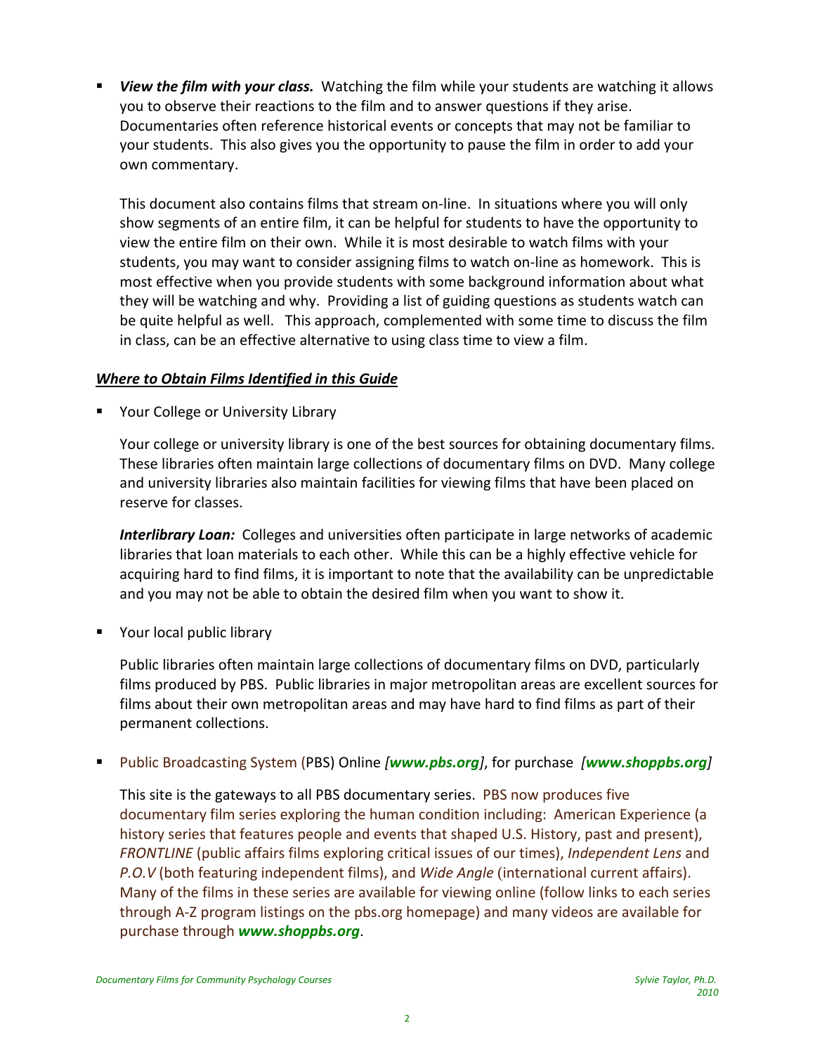- ***View the film with your class.*** Watching the film while your students are watching it allows you to observe their reactions to the film and to answer questions if they arise. Documentaries often reference historical events or concepts that may not be familiar to your students. This also gives you the opportunity to pause the film in order to add your own commentary.

  This document also contains films that stream on-line. In situations where you will only show segments of an entire film, it can be helpful for students to have the opportunity to view the entire film on their own. While it is most desirable to watch films with your students, you may want to consider assigning films to watch on-line as homework. This is most effective when you provide students with some background information about what they will be watching and why. Providing a list of guiding questions as students watch can be quite helpful as well. This approach, complemented with some time to discuss the film in class, can be an effective alternative to using class time to view a film.

## ***Where to Obtain Films Identified in this Guide***

- Your College or University Library

  Your college or university library is one of the best sources for obtaining documentary films. These libraries often maintain large collections of documentary films on DVD. Many college and university libraries also maintain facilities for viewing films that have been placed on reserve for classes.

  ***Interlibrary Loan:*** Colleges and universities often participate in large networks of academic libraries that loan materials to each other. While this can be a highly effective vehicle for acquiring hard to find films, it is important to note that the availability can be unpredictable and you may not be able to obtain the desired film when you want to show it.

- Your local public library

  Public libraries often maintain large collections of documentary films on DVD, particularly films produced by PBS. Public libraries in major metropolitan areas are excellent sources for films about their own metropolitan areas and may have hard to find films as part of their permanent collections.

- Public Broadcasting System (PBS) Online *[**www.pbs.org**]*, for purchase *[**www.shoppbs.org**]*

  This site is the gateways to all PBS documentary series. PBS now produces five documentary film series exploring the human condition including: American Experience (a history series that features people and events that shaped U.S. History, past and present), *FRONTLINE* (public affairs films exploring critical issues of our times), *Independent Lens* and *P.O.V* (both featuring independent films), and *Wide Angle* (international current affairs). Many of the films in these series are available for viewing online (follow links to each series through A-Z program listings on the pbs.org homepage) and many videos are available for purchase through ***www.shoppbs.org***.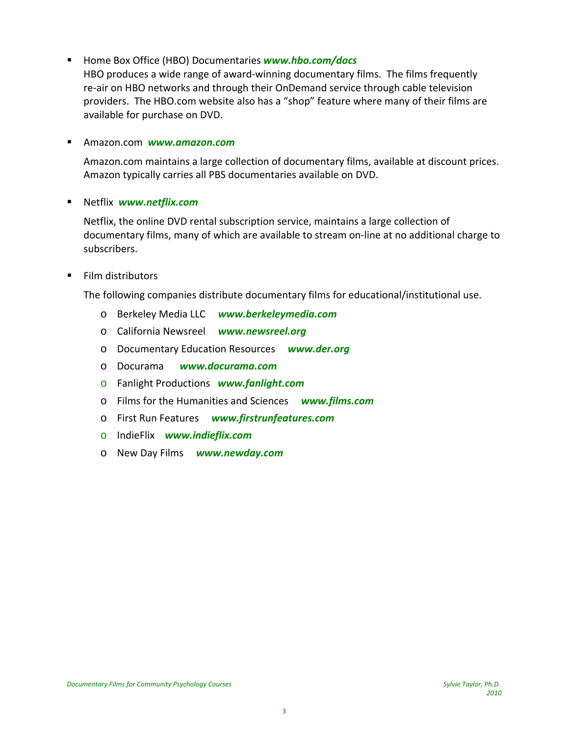- Home Box Office (HBO) Documentaries ***www.hbo.com/docs***
  HBO produces a wide range of award-winning documentary films. The films frequently re-air on HBO networks and through their OnDemand service through cable television providers. The HBO.com website also has a "shop" feature where many of their films are available for purchase on DVD.

- Amazon.com ***www.amazon.com***

  Amazon.com maintains a large collection of documentary films, available at discount prices. Amazon typically carries all PBS documentaries available on DVD.

- Netflix ***www.netflix.com***

  Netflix, the online DVD rental subscription service, maintains a large collection of documentary films, many of which are available to stream on-line at no additional charge to subscribers.

- Film distributors

  The following companies distribute documentary films for educational/institutional use.

  - Berkeley Media LLC ***www.berkeleymedia.com***
  - California Newsreel ***www.newsreel.org***
  - Documentary Education Resources ***www.der.org***
  - Docurama ***www.docurama.com***
  - Fanlight Productions ***www.fanlight.com***
  - Films for the Humanities and Sciences ***www.films.com***
  - First Run Features ***www.firstrunfeatures.com***
  - IndieFlix ***www.indieflix.com***
  - New Day Films ***www.newday.com***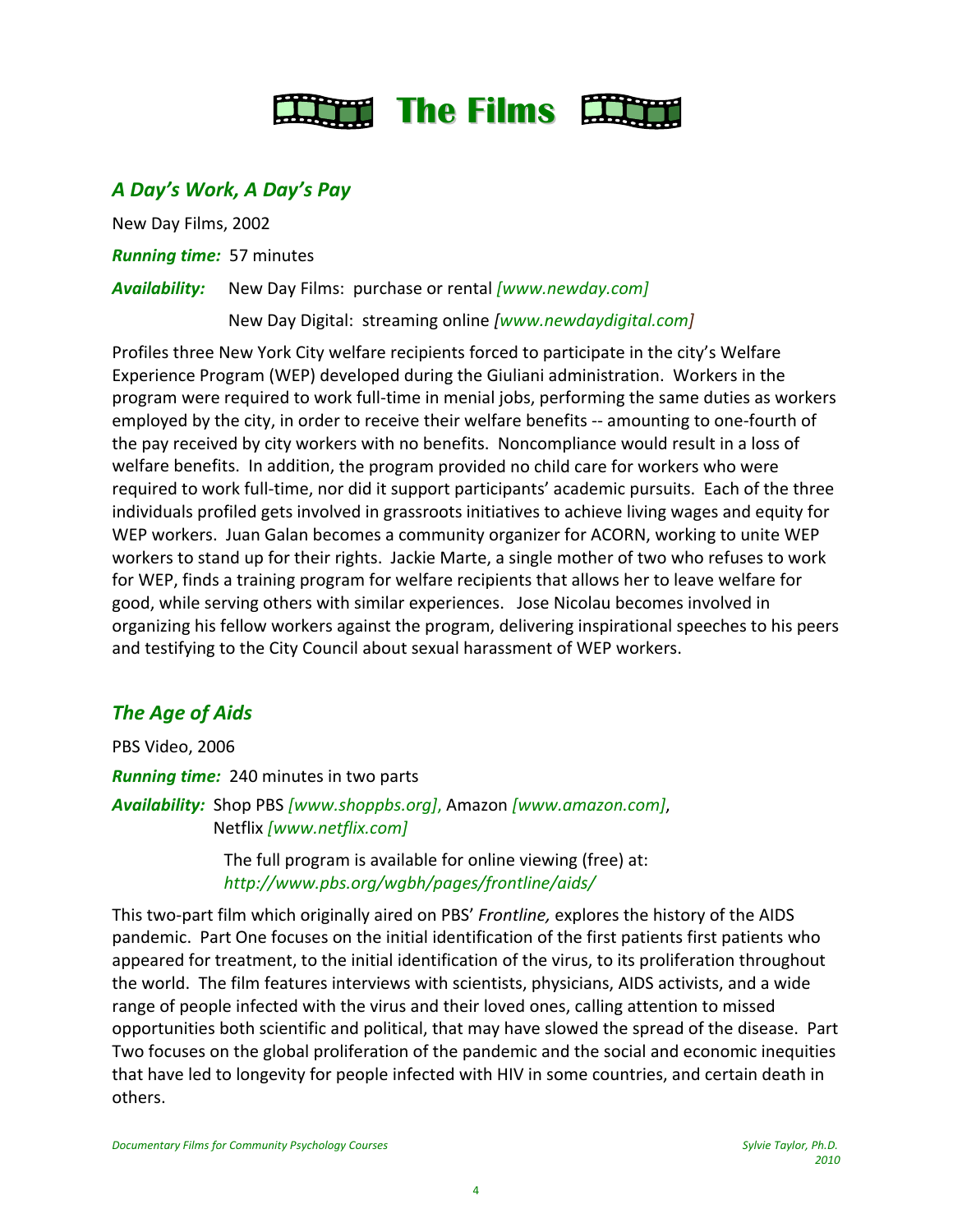# The Films

## *A Day's Work, A Day's Pay*

New Day Films, 2002

***Running time:*** 57 minutes

***Availability:*** New Day Films: purchase or rental *[www.newday.com]*

New Day Digital: streaming online *[www.newdaydigital.com]*

Profiles three New York City welfare recipients forced to participate in the city's Welfare Experience Program (WEP) developed during the Giuliani administration. Workers in the program were required to work full-time in menial jobs, performing the same duties as workers employed by the city, in order to receive their welfare benefits -- amounting to one-fourth of the pay received by city workers with no benefits. Noncompliance would result in a loss of welfare benefits. In addition, the program provided no child care for workers who were required to work full-time, nor did it support participants' academic pursuits. Each of the three individuals profiled gets involved in grassroots initiatives to achieve living wages and equity for WEP workers. Juan Galan becomes a community organizer for ACORN, working to unite WEP workers to stand up for their rights. Jackie Marte, a single mother of two who refuses to work for WEP, finds a training program for welfare recipients that allows her to leave welfare for good, while serving others with similar experiences. Jose Nicolau becomes involved in organizing his fellow workers against the program, delivering inspirational speeches to his peers and testifying to the City Council about sexual harassment of WEP workers.

## *The Age of Aids*

PBS Video, 2006

***Running time:*** 240 minutes in two parts

***Availability:*** Shop PBS *[www.shoppbs.org]*, Amazon *[www.amazon.com]*, Netflix *[www.netflix.com]*

The full program is available for online viewing (free) at: *http://www.pbs.org/wgbh/pages/frontline/aids/*

This two-part film which originally aired on PBS' *Frontline,* explores the history of the AIDS pandemic. Part One focuses on the initial identification of the first patients first patients who appeared for treatment, to the initial identification of the virus, to its proliferation throughout the world. The film features interviews with scientists, physicians, AIDS activists, and a wide range of people infected with the virus and their loved ones, calling attention to missed opportunities both scientific and political, that may have slowed the spread of the disease. Part Two focuses on the global proliferation of the pandemic and the social and economic inequities that have led to longevity for people infected with HIV in some countries, and certain death in others.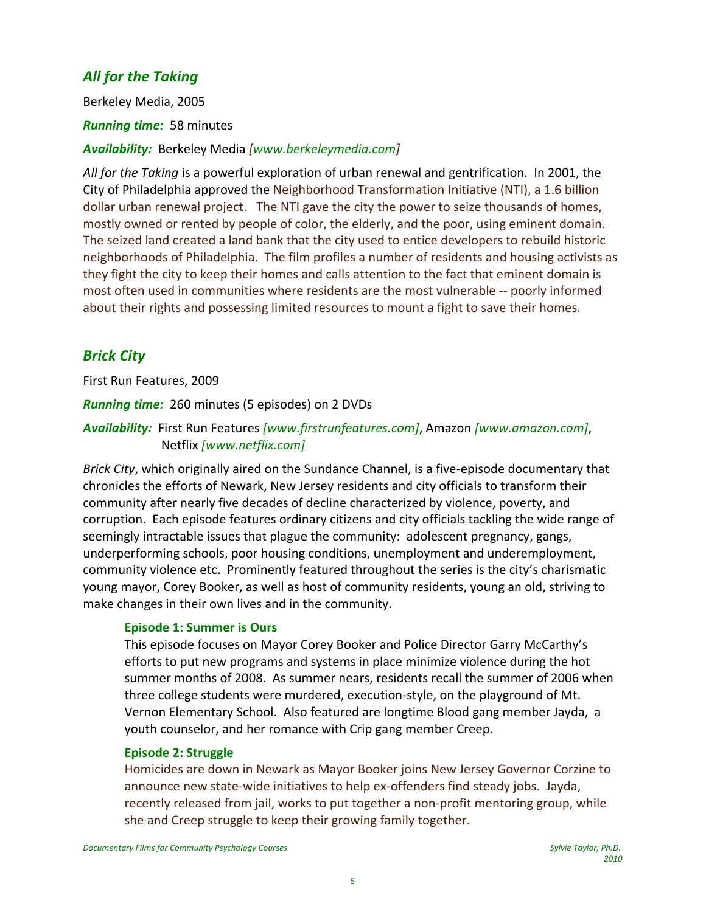## *All for the Taking*

Berkeley Media, 2005

***Running time:*** 58 minutes

***Availability:*** Berkeley Media *[www.berkeleymedia.com]*

*All for the Taking* is a powerful exploration of urban renewal and gentrification. In 2001, the City of Philadelphia approved the Neighborhood Transformation Initiative (NTI), a 1.6 billion dollar urban renewal project. The NTI gave the city the power to seize thousands of homes, mostly owned or rented by people of color, the elderly, and the poor, using eminent domain. The seized land created a land bank that the city used to entice developers to rebuild historic neighborhoods of Philadelphia. The film profiles a number of residents and housing activists as they fight the city to keep their homes and calls attention to the fact that eminent domain is most often used in communities where residents are the most vulnerable -- poorly informed about their rights and possessing limited resources to mount a fight to save their homes.

## *Brick City*

First Run Features, 2009

***Running time:*** 260 minutes (5 episodes) on 2 DVDs

***Availability:*** First Run Features *[www.firstrunfeatures.com]*, Amazon *[www.amazon.com]*, Netflix *[www.netflix.com]*

*Brick City*, which originally aired on the Sundance Channel, is a five-episode documentary that chronicles the efforts of Newark, New Jersey residents and city officials to transform their community after nearly five decades of decline characterized by violence, poverty, and corruption. Each episode features ordinary citizens and city officials tackling the wide range of seemingly intractable issues that plague the community: adolescent pregnancy, gangs, underperforming schools, poor housing conditions, unemployment and underemployment, community violence etc. Prominently featured throughout the series is the city's charismatic young mayor, Corey Booker, as well as host of community residents, young an old, striving to make changes in their own lives and in the community.

**Episode 1: Summer is Ours**

This episode focuses on Mayor Corey Booker and Police Director Garry McCarthy's efforts to put new programs and systems in place minimize violence during the hot summer months of 2008. As summer nears, residents recall the summer of 2006 when three college students were murdered, execution-style, on the playground of Mt. Vernon Elementary School. Also featured are longtime Blood gang member Jayda, a youth counselor, and her romance with Crip gang member Creep.

**Episode 2: Struggle**

Homicides are down in Newark as Mayor Booker joins New Jersey Governor Corzine to announce new state-wide initiatives to help ex-offenders find steady jobs. Jayda, recently released from jail, works to put together a non-profit mentoring group, while she and Creep struggle to keep their growing family together.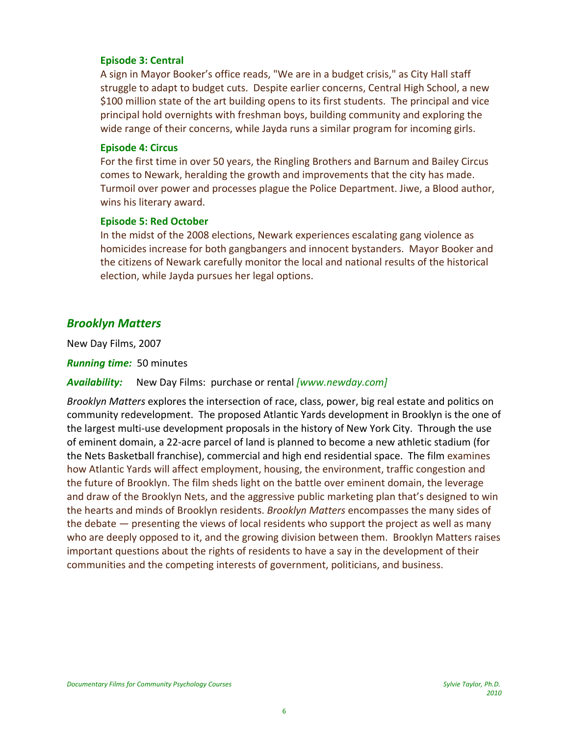**Episode 3: Central**

A sign in Mayor Booker's office reads, "We are in a budget crisis," as City Hall staff struggle to adapt to budget cuts. Despite earlier concerns, Central High School, a new $100 million state of the art building opens to its first students. The principal and vice principal hold overnights with freshman boys, building community and exploring the wide range of their concerns, while Jayda runs a similar program for incoming girls.

**Episode 4: Circus**

For the first time in over 50 years, the Ringling Brothers and Barnum and Bailey Circus comes to Newark, heralding the growth and improvements that the city has made. Turmoil over power and processes plague the Police Department. Jiwe, a Blood author, wins his literary award.

**Episode 5: Red October**

In the midst of the 2008 elections, Newark experiences escalating gang violence as homicides increase for both gangbangers and innocent bystanders. Mayor Booker and the citizens of Newark carefully monitor the local and national results of the historical election, while Jayda pursues her legal options.

## *Brooklyn Matters*

New Day Films, 2007

***Running time:*** 50 minutes

***Availability:*** New Day Films: purchase or rental *[www.newday.com]*

*Brooklyn Matters* explores the intersection of race, class, power, big real estate and politics on community redevelopment. The proposed Atlantic Yards development in Brooklyn is the one of the largest multi-use development proposals in the history of New York City. Through the use of eminent domain, a 22-acre parcel of land is planned to become a new athletic stadium (for the Nets Basketball franchise), commercial and high end residential space. The film examines how Atlantic Yards will affect employment, housing, the environment, traffic congestion and the future of Brooklyn. The film sheds light on the battle over eminent domain, the leverage and draw of the Brooklyn Nets, and the aggressive public marketing plan that's designed to win the hearts and minds of Brooklyn residents. *Brooklyn Matters* encompasses the many sides of the debate — presenting the views of local residents who support the project as well as many who are deeply opposed to it, and the growing division between them. Brooklyn Matters raises important questions about the rights of residents to have a say in the development of their communities and the competing interests of government, politicians, and business.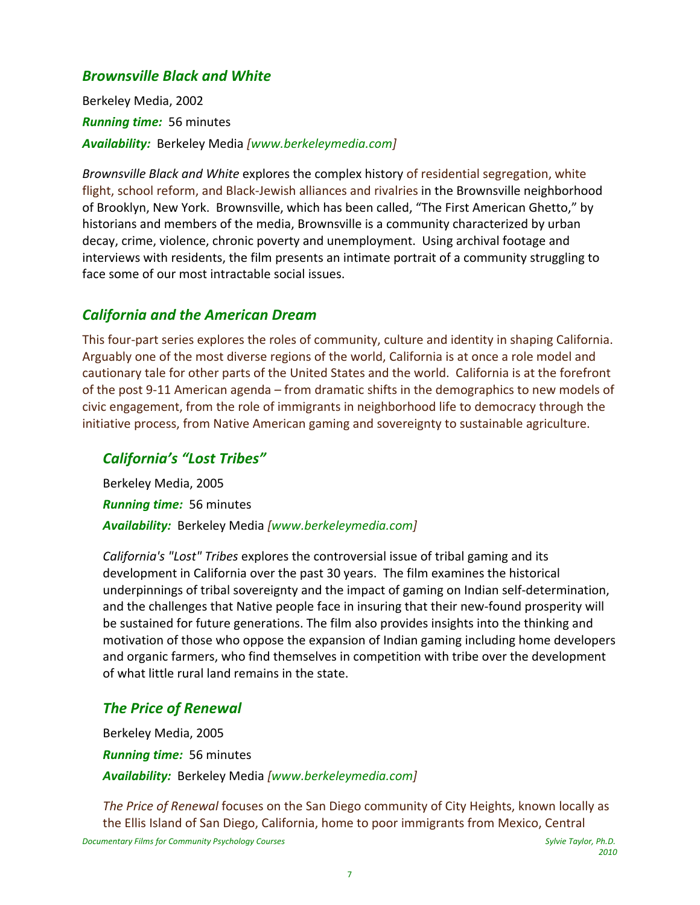## *Brownsville Black and White*

Berkeley Media, 2002

***Running time:*** 56 minutes

***Availability:*** Berkeley Media *[www.berkeleymedia.com]*

*Brownsville Black and White* explores the complex history of residential segregation, white flight, school reform, and Black-Jewish alliances and rivalries in the Brownsville neighborhood of Brooklyn, New York. Brownsville, which has been called, “The First American Ghetto,” by historians and members of the media, Brownsville is a community characterized by urban decay, crime, violence, chronic poverty and unemployment. Using archival footage and interviews with residents, the film presents an intimate portrait of a community struggling to face some of our most intractable social issues.

## *California and the American Dream*

This four-part series explores the roles of community, culture and identity in shaping California. Arguably one of the most diverse regions of the world, California is at once a role model and cautionary tale for other parts of the United States and the world. California is at the forefront of the post 9-11 American agenda – from dramatic shifts in the demographics to new models of civic engagement, from the role of immigrants in neighborhood life to democracy through the initiative process, from Native American gaming and sovereignty to sustainable agriculture.

### *California’s “Lost Tribes”*

Berkeley Media, 2005

***Running time:*** 56 minutes

***Availability:*** Berkeley Media *[www.berkeleymedia.com]*

*California's "Lost" Tribes* explores the controversial issue of tribal gaming and its development in California over the past 30 years. The film examines the historical underpinnings of tribal sovereignty and the impact of gaming on Indian self-determination, and the challenges that Native people face in insuring that their new-found prosperity will be sustained for future generations. The film also provides insights into the thinking and motivation of those who oppose the expansion of Indian gaming including home developers and organic farmers, who find themselves in competition with tribe over the development of what little rural land remains in the state.

### *The Price of Renewal*

Berkeley Media, 2005

***Running time:*** 56 minutes

***Availability:*** Berkeley Media *[www.berkeleymedia.com]*

*The Price of Renewal* focuses on the San Diego community of City Heights, known locally as the Ellis Island of San Diego, California, home to poor immigrants from Mexico, Central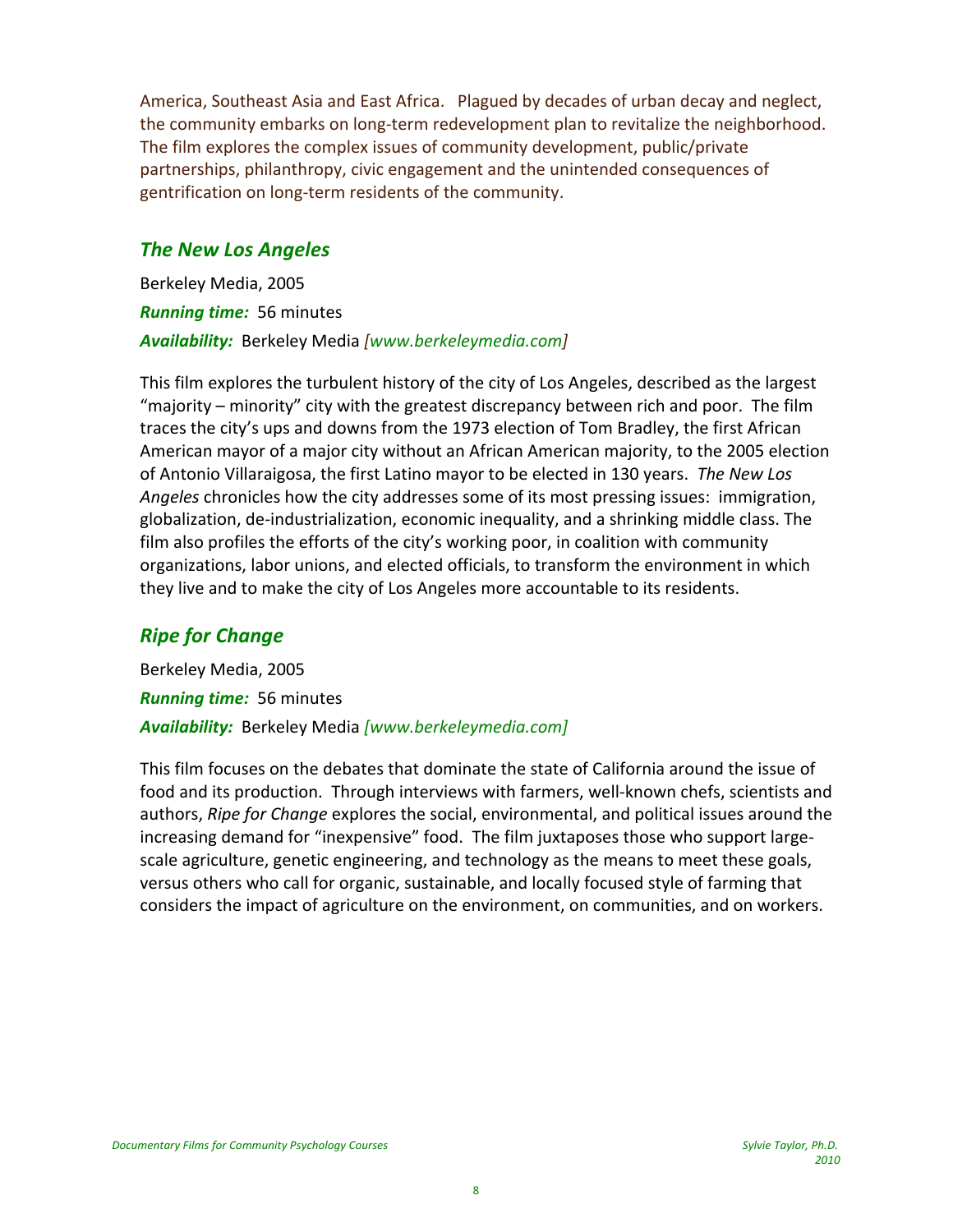America, Southeast Asia and East Africa. Plagued by decades of urban decay and neglect, the community embarks on long-term redevelopment plan to revitalize the neighborhood. The film explores the complex issues of community development, public/private partnerships, philanthropy, civic engagement and the unintended consequences of gentrification on long-term residents of the community.

## *The New Los Angeles*

Berkeley Media, 2005

***Running time:*** 56 minutes

***Availability:*** Berkeley Media *[www.berkeleymedia.com]*

This film explores the turbulent history of the city of Los Angeles, described as the largest "majority – minority" city with the greatest discrepancy between rich and poor. The film traces the city's ups and downs from the 1973 election of Tom Bradley, the first African American mayor of a major city without an African American majority, to the 2005 election of Antonio Villaraigosa, the first Latino mayor to be elected in 130 years. *The New Los Angeles* chronicles how the city addresses some of its most pressing issues: immigration, globalization, de-industrialization, economic inequality, and a shrinking middle class. The film also profiles the efforts of the city's working poor, in coalition with community organizations, labor unions, and elected officials, to transform the environment in which they live and to make the city of Los Angeles more accountable to its residents.

## *Ripe for Change*

Berkeley Media, 2005

***Running time:*** 56 minutes

***Availability:*** Berkeley Media *[www.berkeleymedia.com]*

This film focuses on the debates that dominate the state of California around the issue of food and its production. Through interviews with farmers, well-known chefs, scientists and authors, *Ripe for Change* explores the social, environmental, and political issues around the increasing demand for "inexpensive" food. The film juxtaposes those who support large-scale agriculture, genetic engineering, and technology as the means to meet these goals, versus others who call for organic, sustainable, and locally focused style of farming that considers the impact of agriculture on the environment, on communities, and on workers.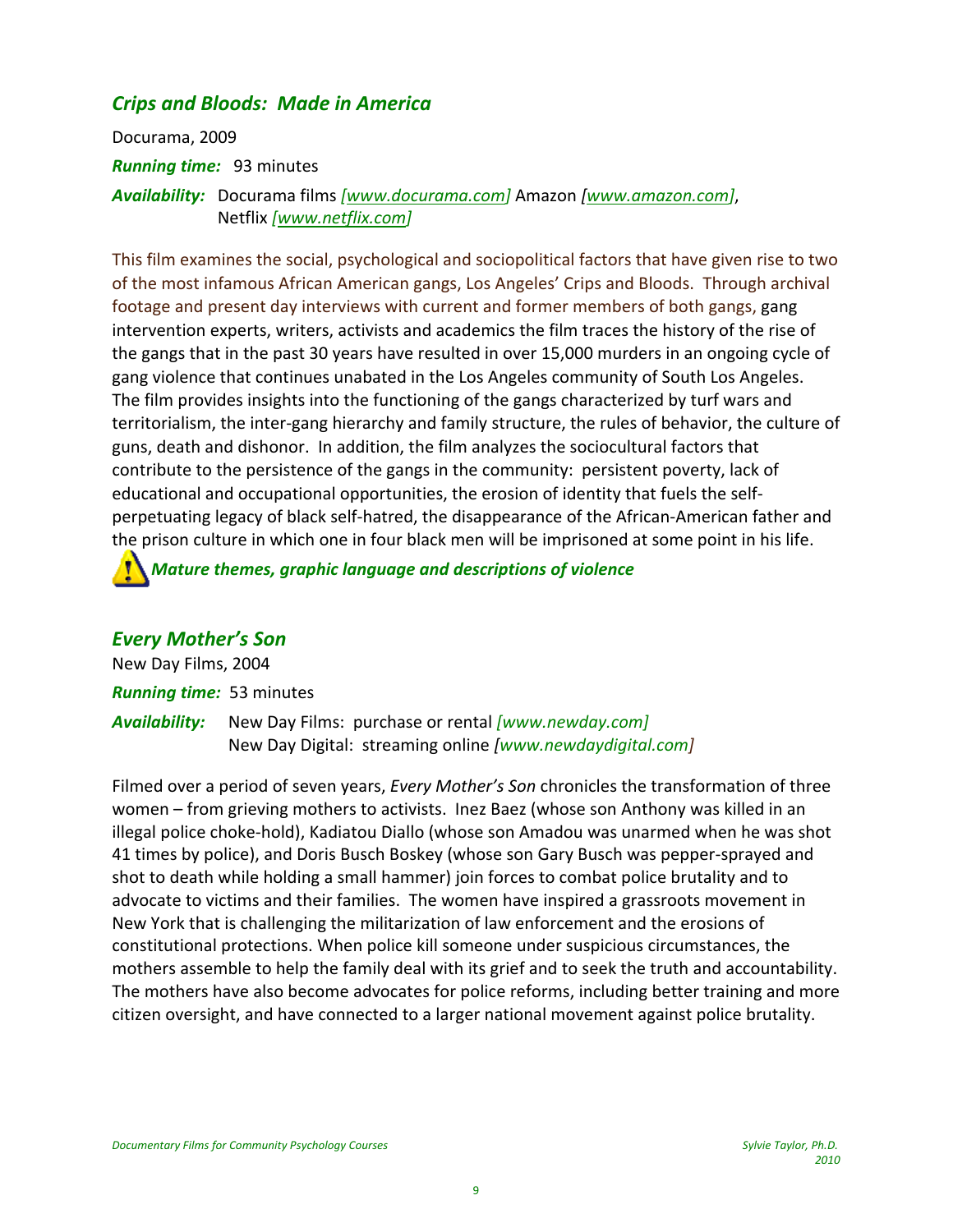## *Crips and Bloods: Made in America*

Docurama, 2009

***Running time:*** 93 minutes

***Availability:*** Docurama films *[www.docurama.com]* Amazon *[www.amazon.com]*, Netflix *[www.netflix.com]*

This film examines the social, psychological and sociopolitical factors that have given rise to two of the most infamous African American gangs, Los Angeles' Crips and Bloods. Through archival footage and present day interviews with current and former members of both gangs, gang intervention experts, writers, activists and academics the film traces the history of the rise of the gangs that in the past 30 years have resulted in over 15,000 murders in an ongoing cycle of gang violence that continues unabated in the Los Angeles community of South Los Angeles. The film provides insights into the functioning of the gangs characterized by turf wars and territorialism, the inter-gang hierarchy and family structure, the rules of behavior, the culture of guns, death and dishonor. In addition, the film analyzes the sociocultural factors that contribute to the persistence of the gangs in the community: persistent poverty, lack of educational and occupational opportunities, the erosion of identity that fuels the self-perpetuating legacy of black self-hatred, the disappearance of the African-American father and the prison culture in which one in four black men will be imprisoned at some point in his life.

***Mature themes, graphic language and descriptions of violence***

## *Every Mother's Son*

New Day Films, 2004

***Running time:*** 53 minutes

***Availability:*** New Day Films: purchase or rental *[www.newday.com]*
New Day Digital: streaming online *[www.newdaydigital.com]*

Filmed over a period of seven years, *Every Mother's Son* chronicles the transformation of three women – from grieving mothers to activists. Inez Baez (whose son Anthony was killed in an illegal police choke-hold), Kadiatou Diallo (whose son Amadou was unarmed when he was shot 41 times by police), and Doris Busch Boskey (whose son Gary Busch was pepper-sprayed and shot to death while holding a small hammer) join forces to combat police brutality and to advocate to victims and their families. The women have inspired a grassroots movement in New York that is challenging the militarization of law enforcement and the erosions of constitutional protections. When police kill someone under suspicious circumstances, the mothers assemble to help the family deal with its grief and to seek the truth and accountability. The mothers have also become advocates for police reforms, including better training and more citizen oversight, and have connected to a larger national movement against police brutality.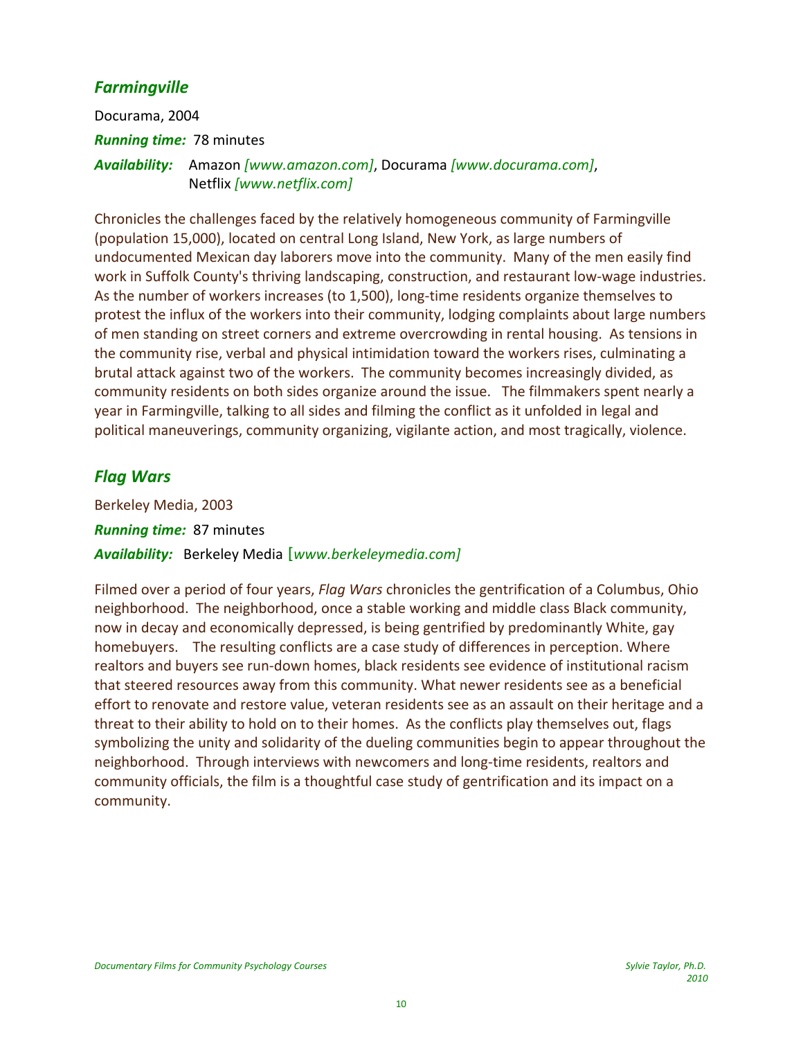## *Farmingville*

Docurama, 2004

***Running time:*** 78 minutes

***Availability:*** Amazon *[www.amazon.com]*, Docurama *[www.docurama.com]*, Netflix *[www.netflix.com]*

Chronicles the challenges faced by the relatively homogeneous community of Farmingville (population 15,000), located on central Long Island, New York, as large numbers of undocumented Mexican day laborers move into the community. Many of the men easily find work in Suffolk County's thriving landscaping, construction, and restaurant low-wage industries. As the number of workers increases (to 1,500), long-time residents organize themselves to protest the influx of the workers into their community, lodging complaints about large numbers of men standing on street corners and extreme overcrowding in rental housing. As tensions in the community rise, verbal and physical intimidation toward the workers rises, culminating a brutal attack against two of the workers. The community becomes increasingly divided, as community residents on both sides organize around the issue. The filmmakers spent nearly a year in Farmingville, talking to all sides and filming the conflict as it unfolded in legal and political maneuverings, community organizing, vigilante action, and most tragically, violence.

## *Flag Wars*

Berkeley Media, 2003

***Running time:*** 87 minutes

***Availability:*** Berkeley Media [*www.berkeleymedia.com]*

Filmed over a period of four years, *Flag Wars* chronicles the gentrification of a Columbus, Ohio neighborhood. The neighborhood, once a stable working and middle class Black community, now in decay and economically depressed, is being gentrified by predominantly White, gay homebuyers. The resulting conflicts are a case study of differences in perception. Where realtors and buyers see run-down homes, black residents see evidence of institutional racism that steered resources away from this community. What newer residents see as a beneficial effort to renovate and restore value, veteran residents see as an assault on their heritage and a threat to their ability to hold on to their homes. As the conflicts play themselves out, flags symbolizing the unity and solidarity of the dueling communities begin to appear throughout the neighborhood. Through interviews with newcomers and long-time residents, realtors and community officials, the film is a thoughtful case study of gentrification and its impact on a community.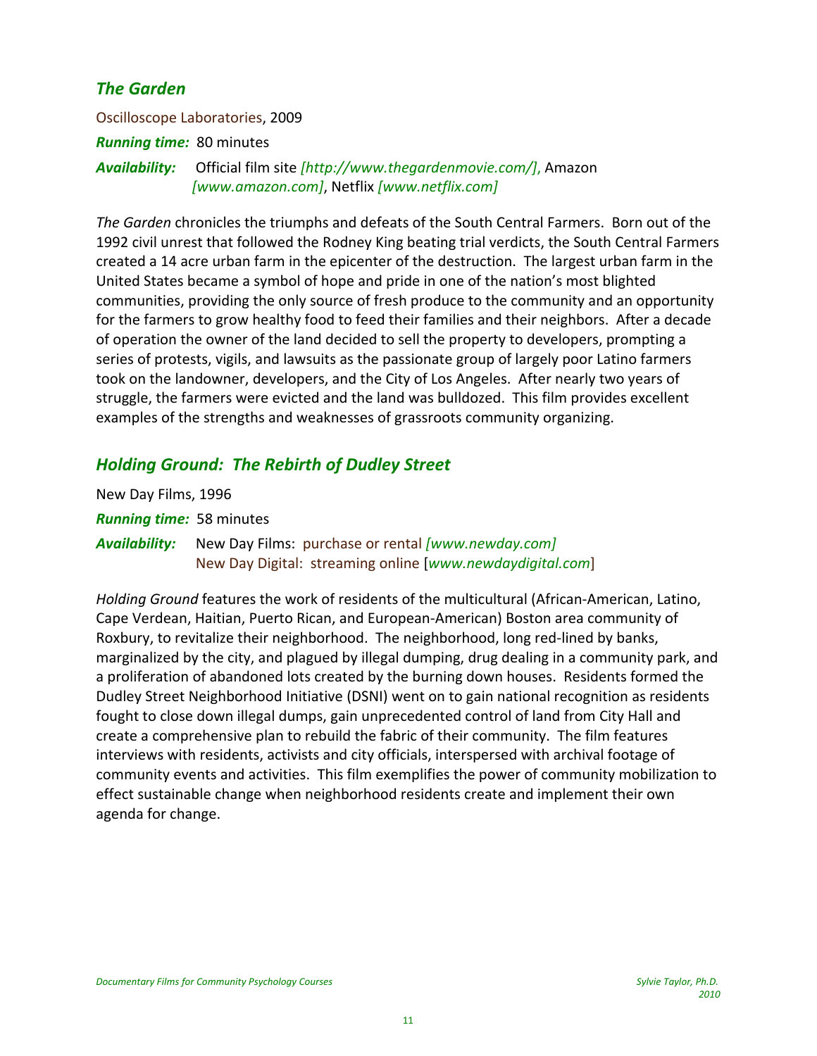## *The Garden*

Oscilloscope Laboratories, 2009

***Running time:*** 80 minutes

***Availability:*** Official film site *[http://www.thegardenmovie.com/]*, Amazon *[www.amazon.com]*, Netflix *[www.netflix.com]*

*The Garden* chronicles the triumphs and defeats of the South Central Farmers. Born out of the 1992 civil unrest that followed the Rodney King beating trial verdicts, the South Central Farmers created a 14 acre urban farm in the epicenter of the destruction. The largest urban farm in the United States became a symbol of hope and pride in one of the nation's most blighted communities, providing the only source of fresh produce to the community and an opportunity for the farmers to grow healthy food to feed their families and their neighbors. After a decade of operation the owner of the land decided to sell the property to developers, prompting a series of protests, vigils, and lawsuits as the passionate group of largely poor Latino farmers took on the landowner, developers, and the City of Los Angeles. After nearly two years of struggle, the farmers were evicted and the land was bulldozed. This film provides excellent examples of the strengths and weaknesses of grassroots community organizing.

## *Holding Ground: The Rebirth of Dudley Street*

New Day Films, 1996

***Running time:*** 58 minutes

***Availability:*** New Day Films: purchase or rental *[www.newday.com]*
New Day Digital: streaming online [*www.newdaydigital.com*]

*Holding Ground* features the work of residents of the multicultural (African-American, Latino, Cape Verdean, Haitian, Puerto Rican, and European-American) Boston area community of Roxbury, to revitalize their neighborhood. The neighborhood, long red-lined by banks, marginalized by the city, and plagued by illegal dumping, drug dealing in a community park, and a proliferation of abandoned lots created by the burning down houses. Residents formed the Dudley Street Neighborhood Initiative (DSNI) went on to gain national recognition as residents fought to close down illegal dumps, gain unprecedented control of land from City Hall and create a comprehensive plan to rebuild the fabric of their community. The film features interviews with residents, activists and city officials, interspersed with archival footage of community events and activities. This film exemplifies the power of community mobilization to effect sustainable change when neighborhood residents create and implement their own agenda for change.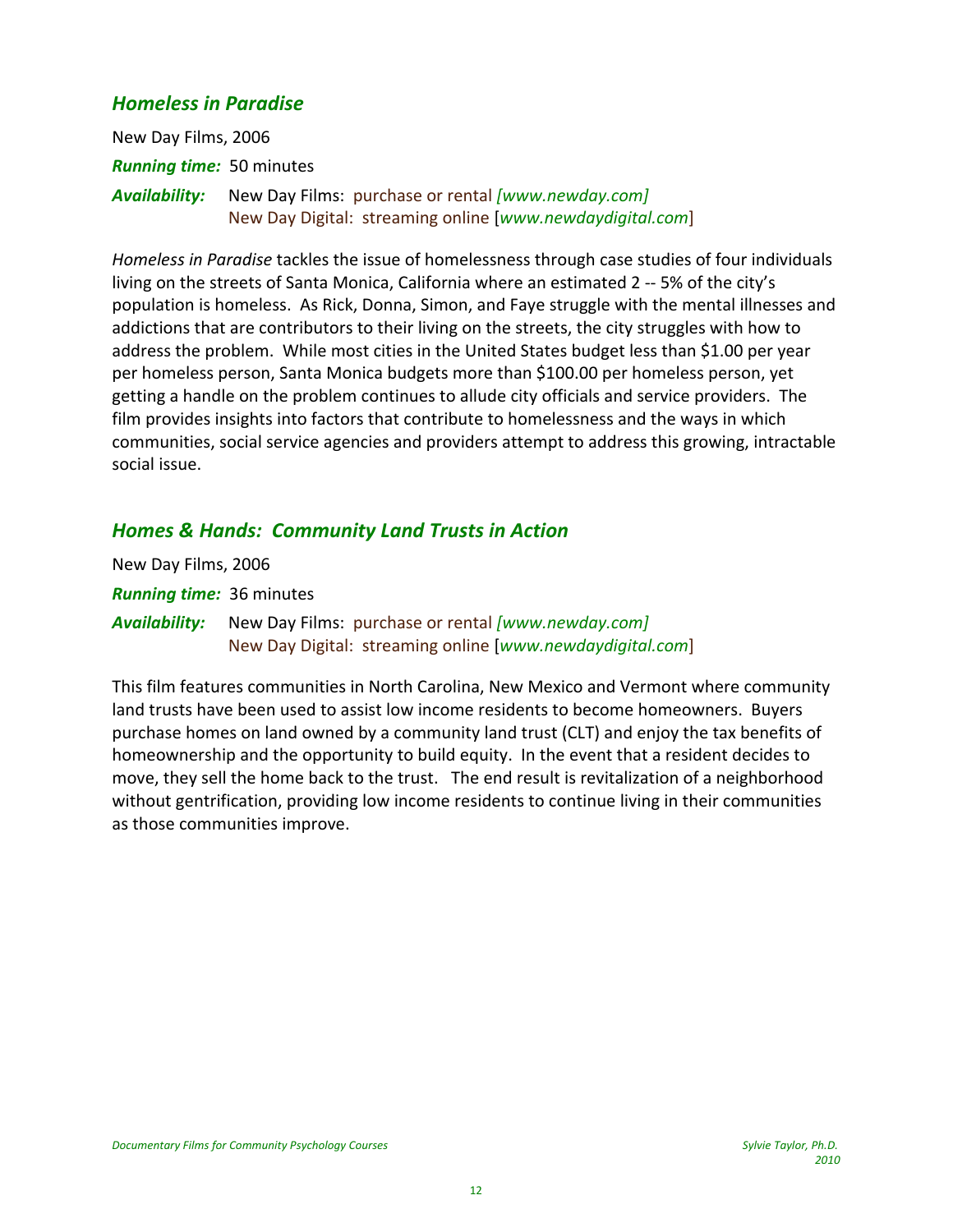## *Homeless in Paradise*

New Day Films, 2006

***Running time:*** 50 minutes

***Availability:*** New Day Films: purchase or rental *[www.newday.com]*
New Day Digital: streaming online [*www.newdaydigital.com*]

*Homeless in Paradise* tackles the issue of homelessness through case studies of four individuals living on the streets of Santa Monica, California where an estimated 2 -- 5% of the city's population is homeless. As Rick, Donna, Simon, and Faye struggle with the mental illnesses and addictions that are contributors to their living on the streets, the city struggles with how to address the problem. While most cities in the United States budget less than $1.00 per year per homeless person, Santa Monica budgets more than $100.00 per homeless person, yet getting a handle on the problem continues to allude city officials and service providers. The film provides insights into factors that contribute to homelessness and the ways in which communities, social service agencies and providers attempt to address this growing, intractable social issue.

## *Homes & Hands: Community Land Trusts in Action*

New Day Films, 2006

***Running time:*** 36 minutes

***Availability:*** New Day Films: purchase or rental *[www.newday.com]*
New Day Digital: streaming online [*www.newdaydigital.com*]

This film features communities in North Carolina, New Mexico and Vermont where community land trusts have been used to assist low income residents to become homeowners. Buyers purchase homes on land owned by a community land trust (CLT) and enjoy the tax benefits of homeownership and the opportunity to build equity. In the event that a resident decides to move, they sell the home back to the trust. The end result is revitalization of a neighborhood without gentrification, providing low income residents to continue living in their communities as those communities improve.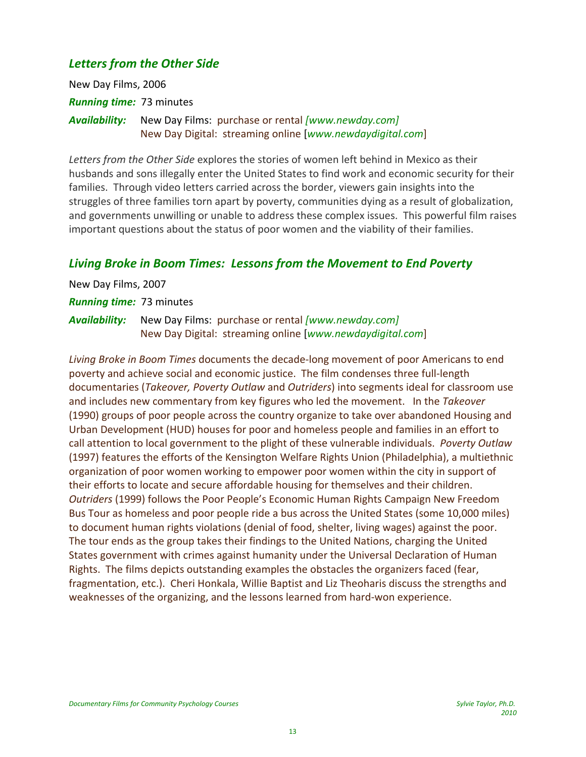## *Letters from the Other Side*

New Day Films, 2006

***Running time:*** 73 minutes

***Availability:*** New Day Films: purchase or rental *[www.newday.com]*
New Day Digital: streaming online [*www.newdaydigital.com*]

*Letters from the Other Side* explores the stories of women left behind in Mexico as their husbands and sons illegally enter the United States to find work and economic security for their families. Through video letters carried across the border, viewers gain insights into the struggles of three families torn apart by poverty, communities dying as a result of globalization, and governments unwilling or unable to address these complex issues. This powerful film raises important questions about the status of poor women and the viability of their families.

## *Living Broke in Boom Times: Lessons from the Movement to End Poverty*

New Day Films, 2007

***Running time:*** 73 minutes

***Availability:*** New Day Films: purchase or rental *[www.newday.com]*
New Day Digital: streaming online [*www.newdaydigital.com*]

*Living Broke in Boom Times* documents the decade-long movement of poor Americans to end poverty and achieve social and economic justice. The film condenses three full-length documentaries (*Takeover, Poverty Outlaw* and *Outriders*) into segments ideal for classroom use and includes new commentary from key figures who led the movement. In the *Takeover* (1990) groups of poor people across the country organize to take over abandoned Housing and Urban Development (HUD) houses for poor and homeless people and families in an effort to call attention to local government to the plight of these vulnerable individuals. *Poverty Outlaw* (1997) features the efforts of the Kensington Welfare Rights Union (Philadelphia), a multiethnic organization of poor women working to empower poor women within the city in support of their efforts to locate and secure affordable housing for themselves and their children. *Outriders* (1999) follows the Poor People's Economic Human Rights Campaign New Freedom Bus Tour as homeless and poor people ride a bus across the United States (some 10,000 miles) to document human rights violations (denial of food, shelter, living wages) against the poor. The tour ends as the group takes their findings to the United Nations, charging the United States government with crimes against humanity under the Universal Declaration of Human Rights. The films depicts outstanding examples the obstacles the organizers faced (fear, fragmentation, etc.). Cheri Honkala, Willie Baptist and Liz Theoharis discuss the strengths and weaknesses of the organizing, and the lessons learned from hard-won experience.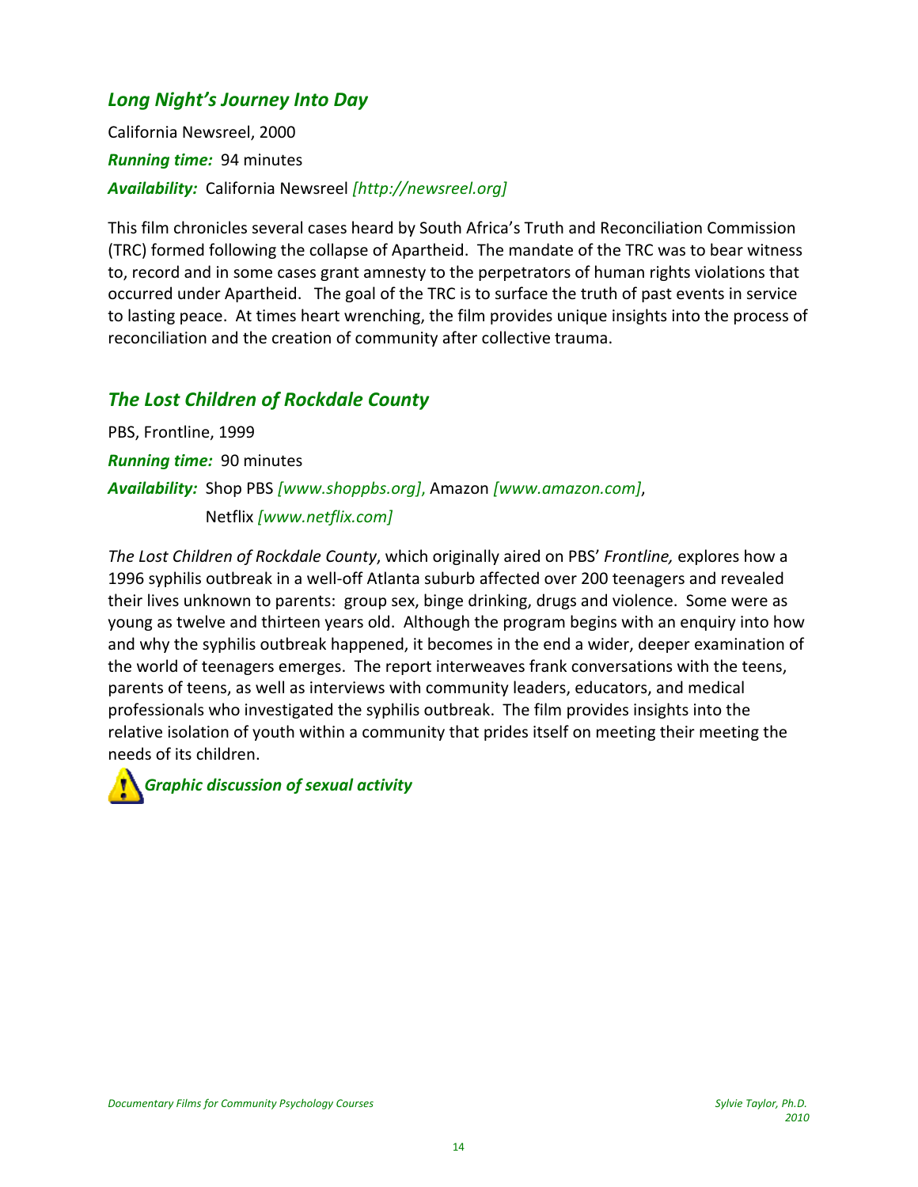## *Long Night's Journey Into Day*

California Newsreel, 2000

***Running time:*** 94 minutes

***Availability:*** California Newsreel *[http://newsreel.org]*

This film chronicles several cases heard by South Africa's Truth and Reconciliation Commission (TRC) formed following the collapse of Apartheid. The mandate of the TRC was to bear witness to, record and in some cases grant amnesty to the perpetrators of human rights violations that occurred under Apartheid. The goal of the TRC is to surface the truth of past events in service to lasting peace. At times heart wrenching, the film provides unique insights into the process of reconciliation and the creation of community after collective trauma.

## *The Lost Children of Rockdale County*

PBS, Frontline, 1999

***Running time:*** 90 minutes

***Availability:*** Shop PBS *[www.shoppbs.org]*, Amazon *[www.amazon.com]*, Netflix *[www.netflix.com]*

*The Lost Children of Rockdale County*, which originally aired on PBS' *Frontline,* explores how a 1996 syphilis outbreak in a well-off Atlanta suburb affected over 200 teenagers and revealed their lives unknown to parents: group sex, binge drinking, drugs and violence. Some were as young as twelve and thirteen years old. Although the program begins with an enquiry into how and why the syphilis outbreak happened, it becomes in the end a wider, deeper examination of the world of teenagers emerges. The report interweaves frank conversations with the teens, parents of teens, as well as interviews with community leaders, educators, and medical professionals who investigated the syphilis outbreak. The film provides insights into the relative isolation of youth within a community that prides itself on meeting their meeting the needs of its children.

⚠ ***Graphic discussion of sexual activity***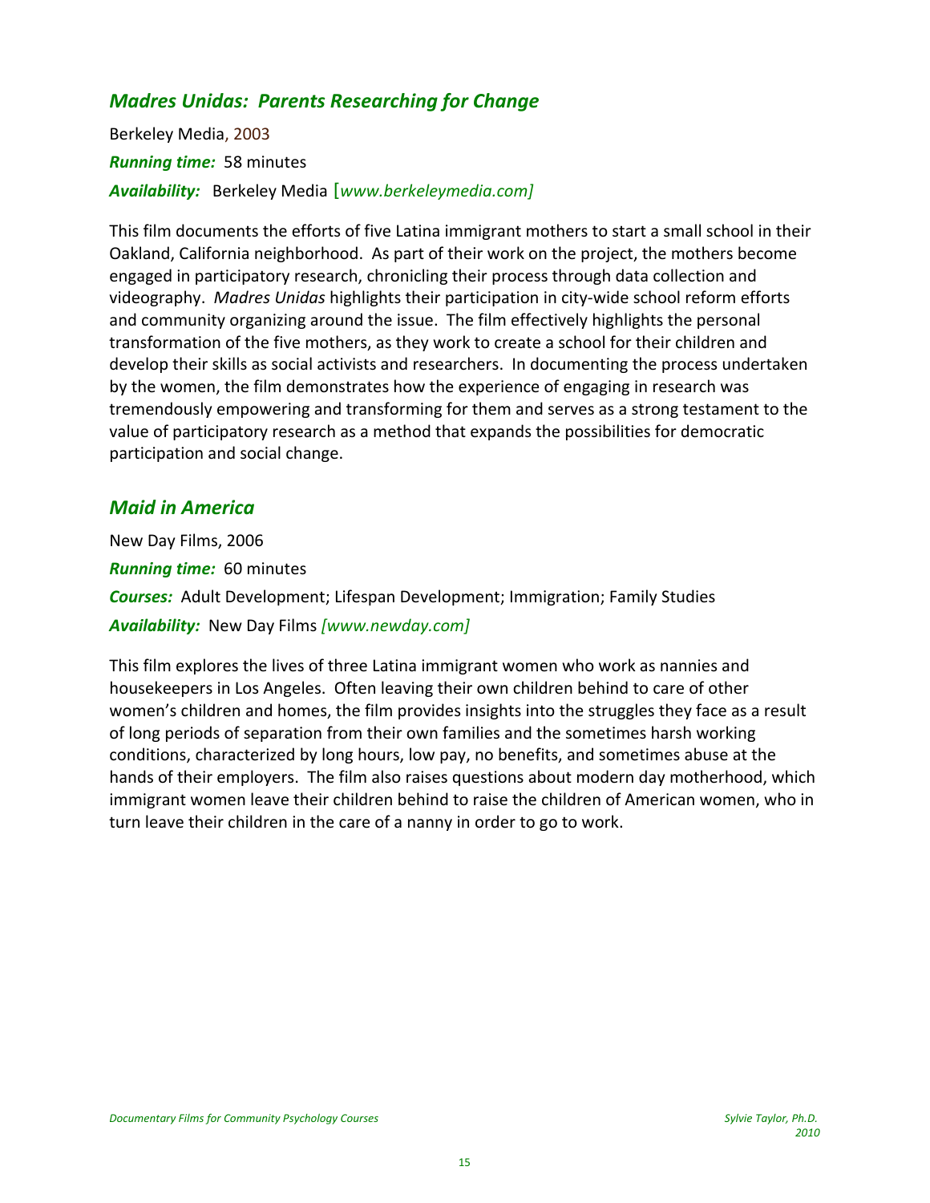## *Madres Unidas: Parents Researching for Change*

Berkeley Media, 2003

***Running time:*** 58 minutes

***Availability:*** Berkeley Media [*www.berkeleymedia.com]*

This film documents the efforts of five Latina immigrant mothers to start a small school in their Oakland, California neighborhood. As part of their work on the project, the mothers become engaged in participatory research, chronicling their process through data collection and videography. *Madres Unidas* highlights their participation in city-wide school reform efforts and community organizing around the issue. The film effectively highlights the personal transformation of the five mothers, as they work to create a school for their children and develop their skills as social activists and researchers. In documenting the process undertaken by the women, the film demonstrates how the experience of engaging in research was tremendously empowering and transforming for them and serves as a strong testament to the value of participatory research as a method that expands the possibilities for democratic participation and social change.

## *Maid in America*

New Day Films, 2006

***Running time:*** 60 minutes

***Courses:*** Adult Development; Lifespan Development; Immigration; Family Studies

***Availability:*** New Day Films *[www.newday.com]*

This film explores the lives of three Latina immigrant women who work as nannies and housekeepers in Los Angeles. Often leaving their own children behind to care of other women's children and homes, the film provides insights into the struggles they face as a result of long periods of separation from their own families and the sometimes harsh working conditions, characterized by long hours, low pay, no benefits, and sometimes abuse at the hands of their employers. The film also raises questions about modern day motherhood, which immigrant women leave their children behind to raise the children of American women, who in turn leave their children in the care of a nanny in order to go to work.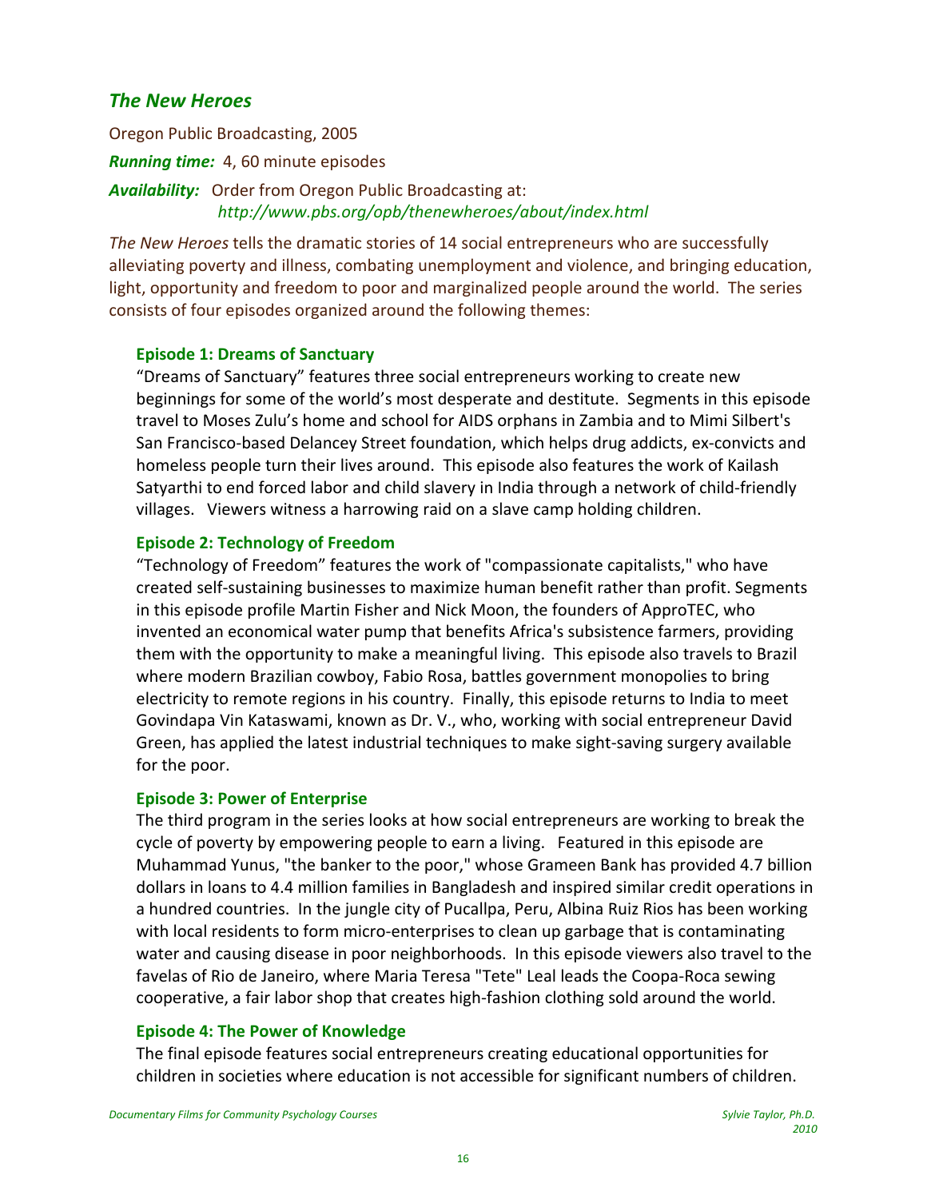## *The New Heroes*

Oregon Public Broadcasting, 2005

***Running time:*** 4, 60 minute episodes

***Availability:*** Order from Oregon Public Broadcasting at: *http://www.pbs.org/opb/thenewheroes/about/index.html*

*The New Heroes* tells the dramatic stories of 14 social entrepreneurs who are successfully alleviating poverty and illness, combating unemployment and violence, and bringing education, light, opportunity and freedom to poor and marginalized people around the world. The series consists of four episodes organized around the following themes:

**Episode 1: Dreams of Sanctuary**

"Dreams of Sanctuary" features three social entrepreneurs working to create new beginnings for some of the world's most desperate and destitute. Segments in this episode travel to Moses Zulu's home and school for AIDS orphans in Zambia and to Mimi Silbert's San Francisco-based Delancey Street foundation, which helps drug addicts, ex-convicts and homeless people turn their lives around. This episode also features the work of Kailash Satyarthi to end forced labor and child slavery in India through a network of child-friendly villages. Viewers witness a harrowing raid on a slave camp holding children.

**Episode 2: Technology of Freedom**

"Technology of Freedom" features the work of "compassionate capitalists," who have created self-sustaining businesses to maximize human benefit rather than profit. Segments in this episode profile Martin Fisher and Nick Moon, the founders of ApproTEC, who invented an economical water pump that benefits Africa's subsistence farmers, providing them with the opportunity to make a meaningful living. This episode also travels to Brazil where modern Brazilian cowboy, Fabio Rosa, battles government monopolies to bring electricity to remote regions in his country. Finally, this episode returns to India to meet Govindapa Vin Kataswami, known as Dr. V., who, working with social entrepreneur David Green, has applied the latest industrial techniques to make sight-saving surgery available for the poor.

**Episode 3: Power of Enterprise**

The third program in the series looks at how social entrepreneurs are working to break the cycle of poverty by empowering people to earn a living. Featured in this episode are Muhammad Yunus, "the banker to the poor," whose Grameen Bank has provided 4.7 billion dollars in loans to 4.4 million families in Bangladesh and inspired similar credit operations in a hundred countries. In the jungle city of Pucallpa, Peru, Albina Ruiz Rios has been working with local residents to form micro-enterprises to clean up garbage that is contaminating water and causing disease in poor neighborhoods. In this episode viewers also travel to the favelas of Rio de Janeiro, where Maria Teresa "Tete" Leal leads the Coopa-Roca sewing cooperative, a fair labor shop that creates high-fashion clothing sold around the world.

**Episode 4: The Power of Knowledge**

The final episode features social entrepreneurs creating educational opportunities for children in societies where education is not accessible for significant numbers of children.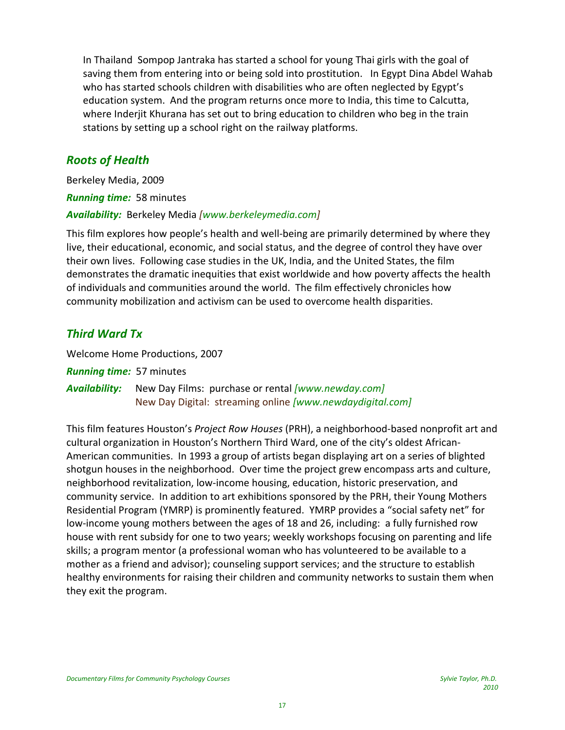In Thailand Sompop Jantraka has started a school for young Thai girls with the goal of saving them from entering into or being sold into prostitution. In Egypt Dina Abdel Wahab who has started schools children with disabilities who are often neglected by Egypt's education system. And the program returns once more to India, this time to Calcutta, where Inderjit Khurana has set out to bring education to children who beg in the train stations by setting up a school right on the railway platforms.

## *Roots of Health*

Berkeley Media, 2009

***Running time:*** 58 minutes

***Availability:*** Berkeley Media *[www.berkeleymedia.com]*

This film explores how people's health and well-being are primarily determined by where they live, their educational, economic, and social status, and the degree of control they have over their own lives. Following case studies in the UK, India, and the United States, the film demonstrates the dramatic inequities that exist worldwide and how poverty affects the health of individuals and communities around the world. The film effectively chronicles how community mobilization and activism can be used to overcome health disparities.

## *Third Ward Tx*

Welcome Home Productions, 2007

***Running time:*** 57 minutes

***Availability:*** New Day Films: purchase or rental *[www.newday.com]*
New Day Digital: streaming online *[www.newdaydigital.com]*

This film features Houston's *Project Row Houses* (PRH), a neighborhood-based nonprofit art and cultural organization in Houston's Northern Third Ward, one of the city's oldest African-American communities. In 1993 a group of artists began displaying art on a series of blighted shotgun houses in the neighborhood. Over time the project grew encompass arts and culture, neighborhood revitalization, low-income housing, education, historic preservation, and community service. In addition to art exhibitions sponsored by the PRH, their Young Mothers Residential Program (YMRP) is prominently featured. YMRP provides a "social safety net" for low-income young mothers between the ages of 18 and 26, including: a fully furnished row house with rent subsidy for one to two years; weekly workshops focusing on parenting and life skills; a program mentor (a professional woman who has volunteered to be available to a mother as a friend and advisor); counseling support services; and the structure to establish healthy environments for raising their children and community networks to sustain them when they exit the program.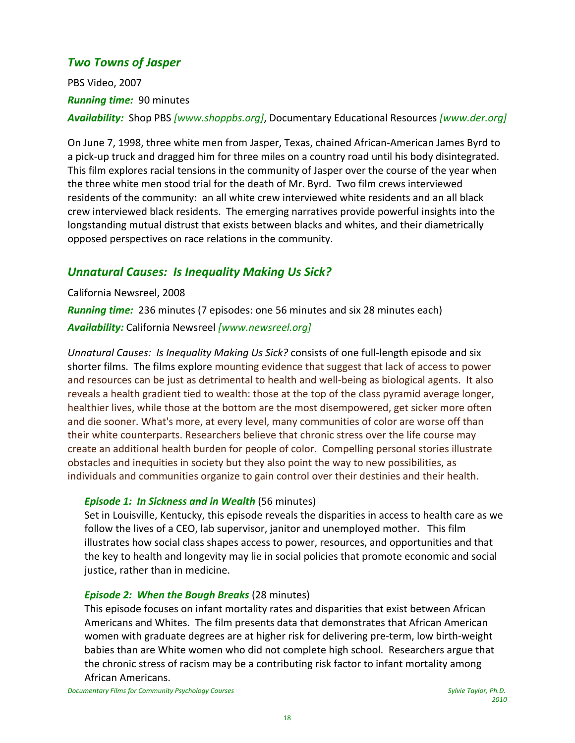## *Two Towns of Jasper*

PBS Video, 2007

***Running time:*** 90 minutes

***Availability:*** Shop PBS *[www.shoppbs.org]*, Documentary Educational Resources *[www.der.org]*

On June 7, 1998, three white men from Jasper, Texas, chained African-American James Byrd to a pick-up truck and dragged him for three miles on a country road until his body disintegrated. This film explores racial tensions in the community of Jasper over the course of the year when the three white men stood trial for the death of Mr. Byrd. Two film crews interviewed residents of the community: an all white crew interviewed white residents and an all black crew interviewed black residents. The emerging narratives provide powerful insights into the longstanding mutual distrust that exists between blacks and whites, and their diametrically opposed perspectives on race relations in the community.

## *Unnatural Causes: Is Inequality Making Us Sick?*

California Newsreel, 2008

***Running time:*** 236 minutes (7 episodes: one 56 minutes and six 28 minutes each)

***Availability:*** California Newsreel *[www.newsreel.org]*

*Unnatural Causes: Is Inequality Making Us Sick?* consists of one full-length episode and six shorter films. The films explore mounting evidence that suggest that lack of access to power and resources can be just as detrimental to health and well-being as biological agents. It also reveals a health gradient tied to wealth: those at the top of the class pyramid average longer, healthier lives, while those at the bottom are the most disempowered, get sicker more often and die sooner. What's more, at every level, many communities of color are worse off than their white counterparts. Researchers believe that chronic stress over the life course may create an additional health burden for people of color. Compelling personal stories illustrate obstacles and inequities in society but they also point the way to new possibilities, as individuals and communities organize to gain control over their destinies and their health.

***Episode 1: In Sickness and in Wealth*** (56 minutes)
Set in Louisville, Kentucky, this episode reveals the disparities in access to health care as we follow the lives of a CEO, lab supervisor, janitor and unemployed mother. This film illustrates how social class shapes access to power, resources, and opportunities and that the key to health and longevity may lie in social policies that promote economic and social justice, rather than in medicine.

***Episode 2: When the Bough Breaks*** (28 minutes)
This episode focuses on infant mortality rates and disparities that exist between African Americans and Whites. The film presents data that demonstrates that African American women with graduate degrees are at higher risk for delivering pre-term, low birth-weight babies than are White women who did not complete high school. Researchers argue that the chronic stress of racism may be a contributing risk factor to infant mortality among African Americans.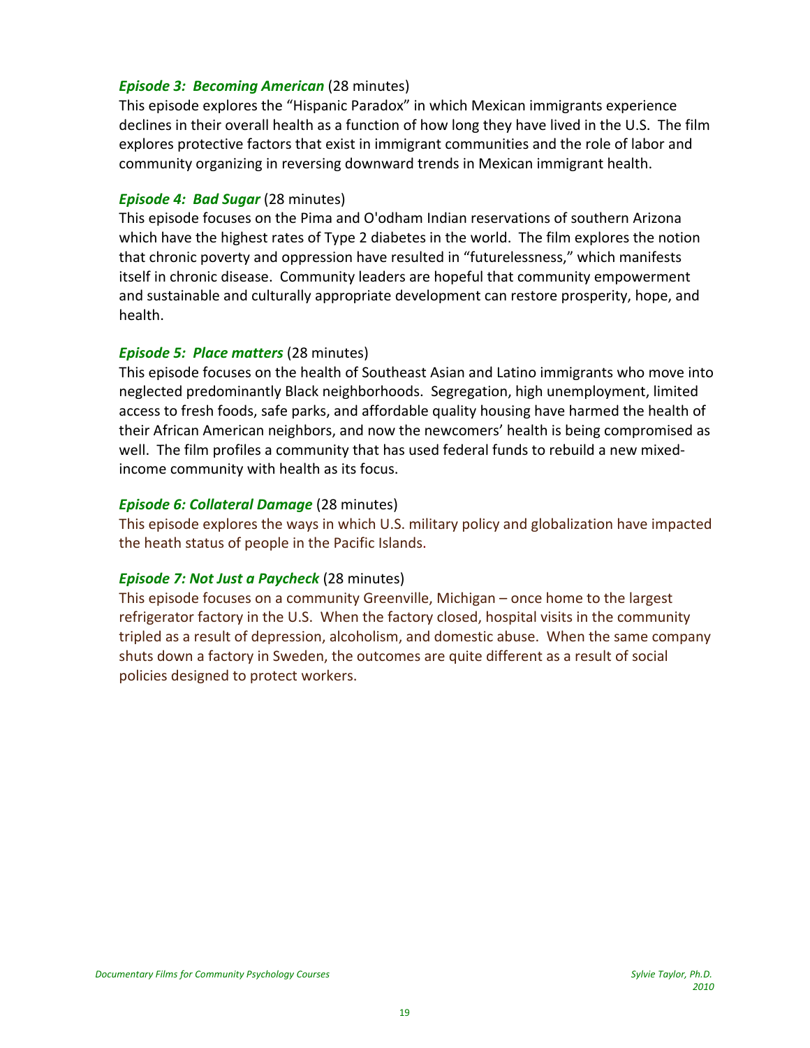***Episode 3: Becoming American*** (28 minutes)

This episode explores the "Hispanic Paradox" in which Mexican immigrants experience declines in their overall health as a function of how long they have lived in the U.S. The film explores protective factors that exist in immigrant communities and the role of labor and community organizing in reversing downward trends in Mexican immigrant health.

***Episode 4: Bad Sugar*** (28 minutes)

This episode focuses on the Pima and O'odham Indian reservations of southern Arizona which have the highest rates of Type 2 diabetes in the world. The film explores the notion that chronic poverty and oppression have resulted in "futurelessness," which manifests itself in chronic disease. Community leaders are hopeful that community empowerment and sustainable and culturally appropriate development can restore prosperity, hope, and health.

***Episode 5: Place matters*** (28 minutes)

This episode focuses on the health of Southeast Asian and Latino immigrants who move into neglected predominantly Black neighborhoods. Segregation, high unemployment, limited access to fresh foods, safe parks, and affordable quality housing have harmed the health of their African American neighbors, and now the newcomers' health is being compromised as well. The film profiles a community that has used federal funds to rebuild a new mixed-income community with health as its focus.

***Episode 6: Collateral Damage*** (28 minutes)

This episode explores the ways in which U.S. military policy and globalization have impacted the heath status of people in the Pacific Islands.

***Episode 7: Not Just a Paycheck*** (28 minutes)

This episode focuses on a community Greenville, Michigan – once home to the largest refrigerator factory in the U.S. When the factory closed, hospital visits in the community tripled as a result of depression, alcoholism, and domestic abuse. When the same company shuts down a factory in Sweden, the outcomes are quite different as a result of social policies designed to protect workers.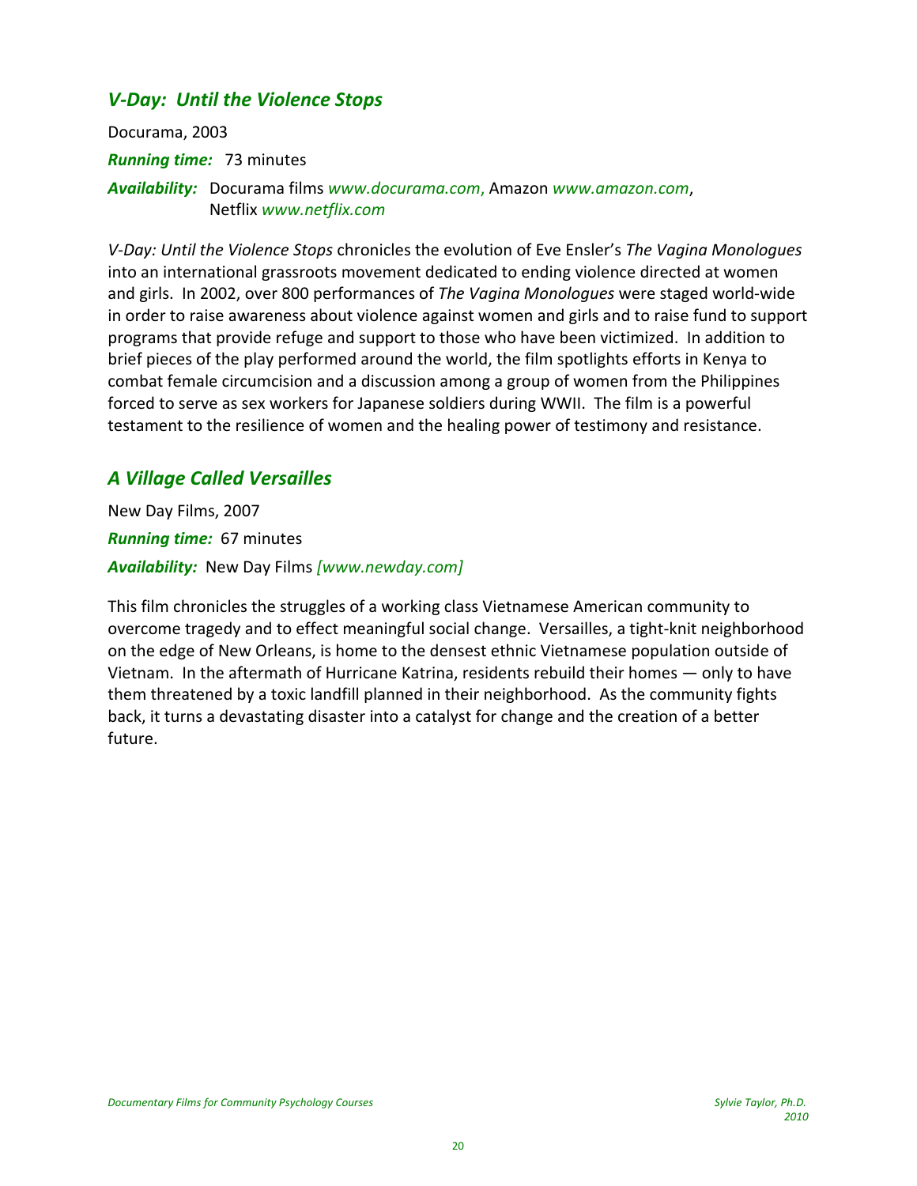## *V-Day: Until the Violence Stops*

Docurama, 2003

***Running time:*** 73 minutes

***Availability:*** Docurama films *www.docurama.com*, Amazon *www.amazon.com*, Netflix *www.netflix.com*

*V-Day: Until the Violence Stops* chronicles the evolution of Eve Ensler's *The Vagina Monologues* into an international grassroots movement dedicated to ending violence directed at women and girls. In 2002, over 800 performances of *The Vagina Monologues* were staged world-wide in order to raise awareness about violence against women and girls and to raise fund to support programs that provide refuge and support to those who have been victimized. In addition to brief pieces of the play performed around the world, the film spotlights efforts in Kenya to combat female circumcision and a discussion among a group of women from the Philippines forced to serve as sex workers for Japanese soldiers during WWII. The film is a powerful testament to the resilience of women and the healing power of testimony and resistance.

## *A Village Called Versailles*

New Day Films, 2007

***Running time:*** 67 minutes

***Availability:*** New Day Films *[www.newday.com]*

This film chronicles the struggles of a working class Vietnamese American community to overcome tragedy and to effect meaningful social change. Versailles, a tight-knit neighborhood on the edge of New Orleans, is home to the densest ethnic Vietnamese population outside of Vietnam. In the aftermath of Hurricane Katrina, residents rebuild their homes — only to have them threatened by a toxic landfill planned in their neighborhood. As the community fights back, it turns a devastating disaster into a catalyst for change and the creation of a better future.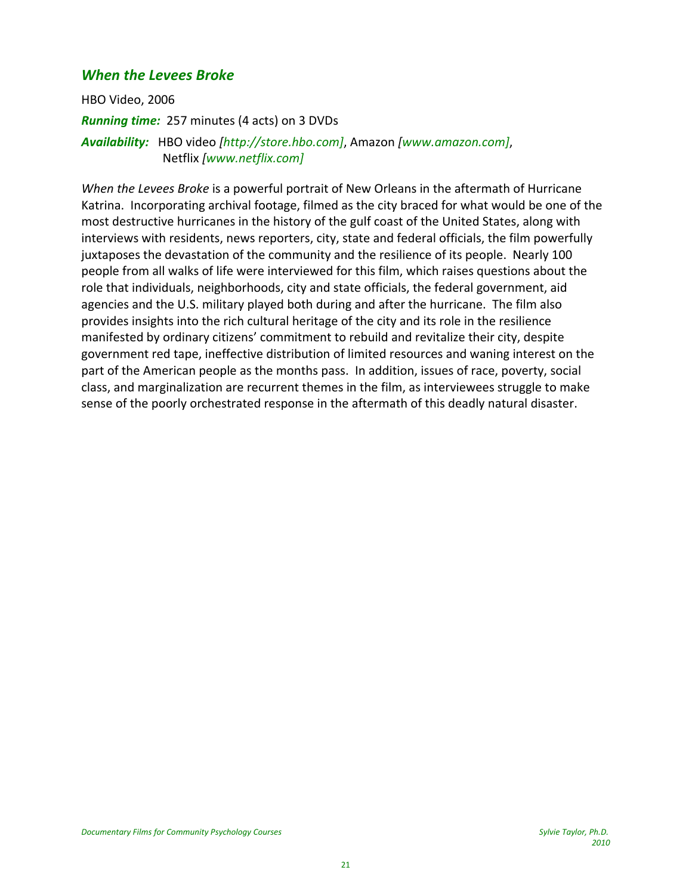## *When the Levees Broke*

HBO Video, 2006

***Running time:*** 257 minutes (4 acts) on 3 DVDs

***Availability:*** HBO video *[http://store.hbo.com]*, Amazon *[www.amazon.com]*, Netflix *[www.netflix.com]*

*When the Levees Broke* is a powerful portrait of New Orleans in the aftermath of Hurricane Katrina. Incorporating archival footage, filmed as the city braced for what would be one of the most destructive hurricanes in the history of the gulf coast of the United States, along with interviews with residents, news reporters, city, state and federal officials, the film powerfully juxtaposes the devastation of the community and the resilience of its people. Nearly 100 people from all walks of life were interviewed for this film, which raises questions about the role that individuals, neighborhoods, city and state officials, the federal government, aid agencies and the U.S. military played both during and after the hurricane. The film also provides insights into the rich cultural heritage of the city and its role in the resilience manifested by ordinary citizens' commitment to rebuild and revitalize their city, despite government red tape, ineffective distribution of limited resources and waning interest on the part of the American people as the months pass. In addition, issues of race, poverty, social class, and marginalization are recurrent themes in the film, as interviewees struggle to make sense of the poorly orchestrated response in the aftermath of this deadly natural disaster.